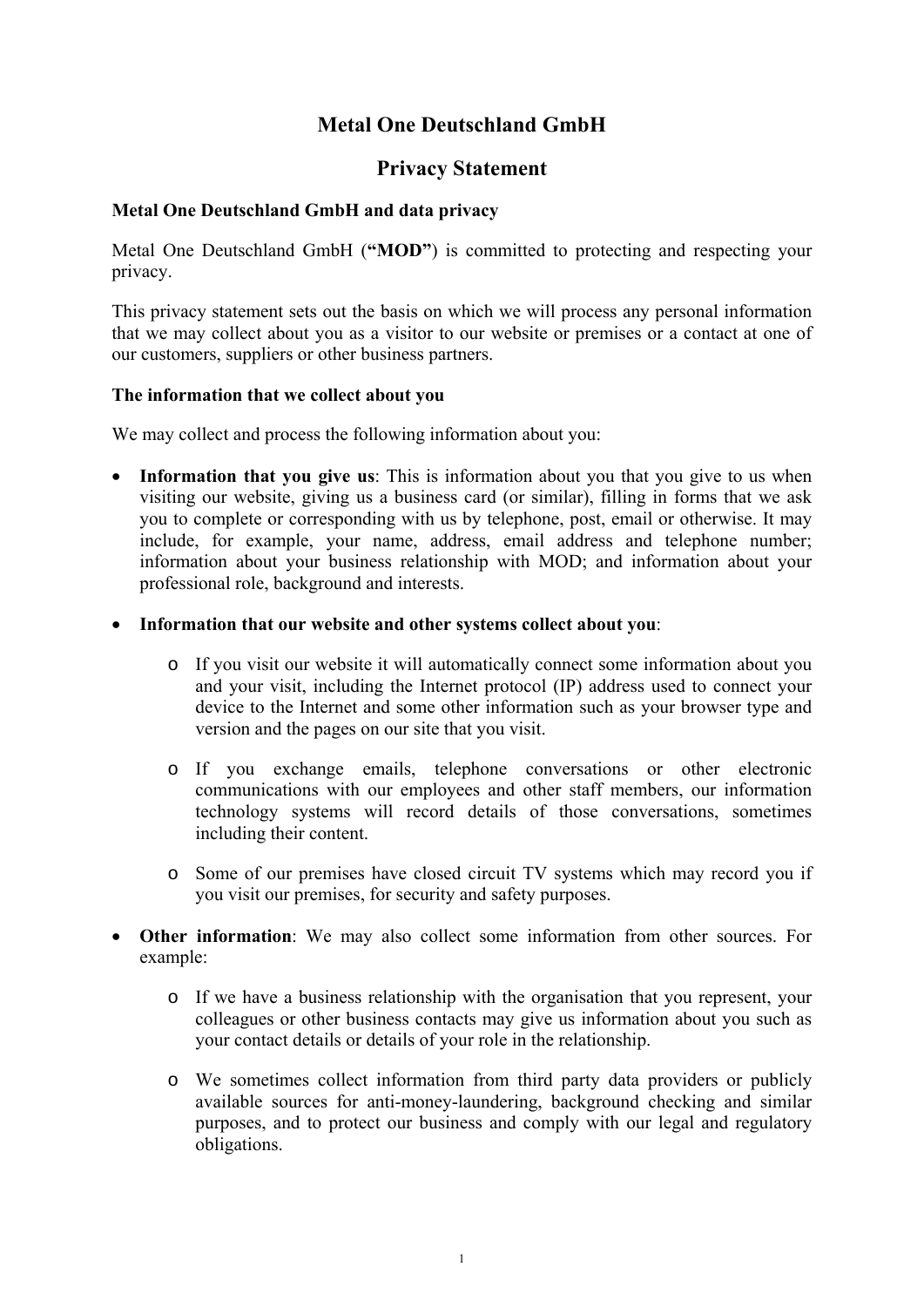# Metal One Deutschland GmbH

# Privacy Statement

**Metal One Deutschland GmbH and data privacy**

Metal One Deutschland GmbH (**"MOD"**) is committed to protecting and respecting your privacy.

This privacy statement sets out the basis on which we will process any personal information that we may collect about you as a visitor to our website or premises or a contact at one of our customers, suppliers or other business partners.

**The information that we collect about you**

We may collect and process the following information about you:

- **Information that you give us**: This is information about you that you give to us when visiting our website, giving us a business card (or similar), filling in forms that we ask you to complete or corresponding with us by telephone, post, email or otherwise. It may include, for example, your name, address, email address and telephone number; information about your business relationship with MOD; and information about your professional role, background and interests.

- **Information that our website and other systems collect about you**:

    - If you visit our website it will automatically connect some information about you and your visit, including the Internet protocol (IP) address used to connect your device to the Internet and some other information such as your browser type and version and the pages on our site that you visit.

    - If you exchange emails, telephone conversations or other electronic communications with our employees and other staff members, our information technology systems will record details of those conversations, sometimes including their content.

    - Some of our premises have closed circuit TV systems which may record you if you visit our premises, for security and safety purposes.

- **Other information**: We may also collect some information from other sources. For example:

    - If we have a business relationship with the organisation that you represent, your colleagues or other business contacts may give us information about you such as your contact details or details of your role in the relationship.

    - We sometimes collect information from third party data providers or publicly available sources for anti-money-laundering, background checking and similar purposes, and to protect our business and comply with our legal and regulatory obligations.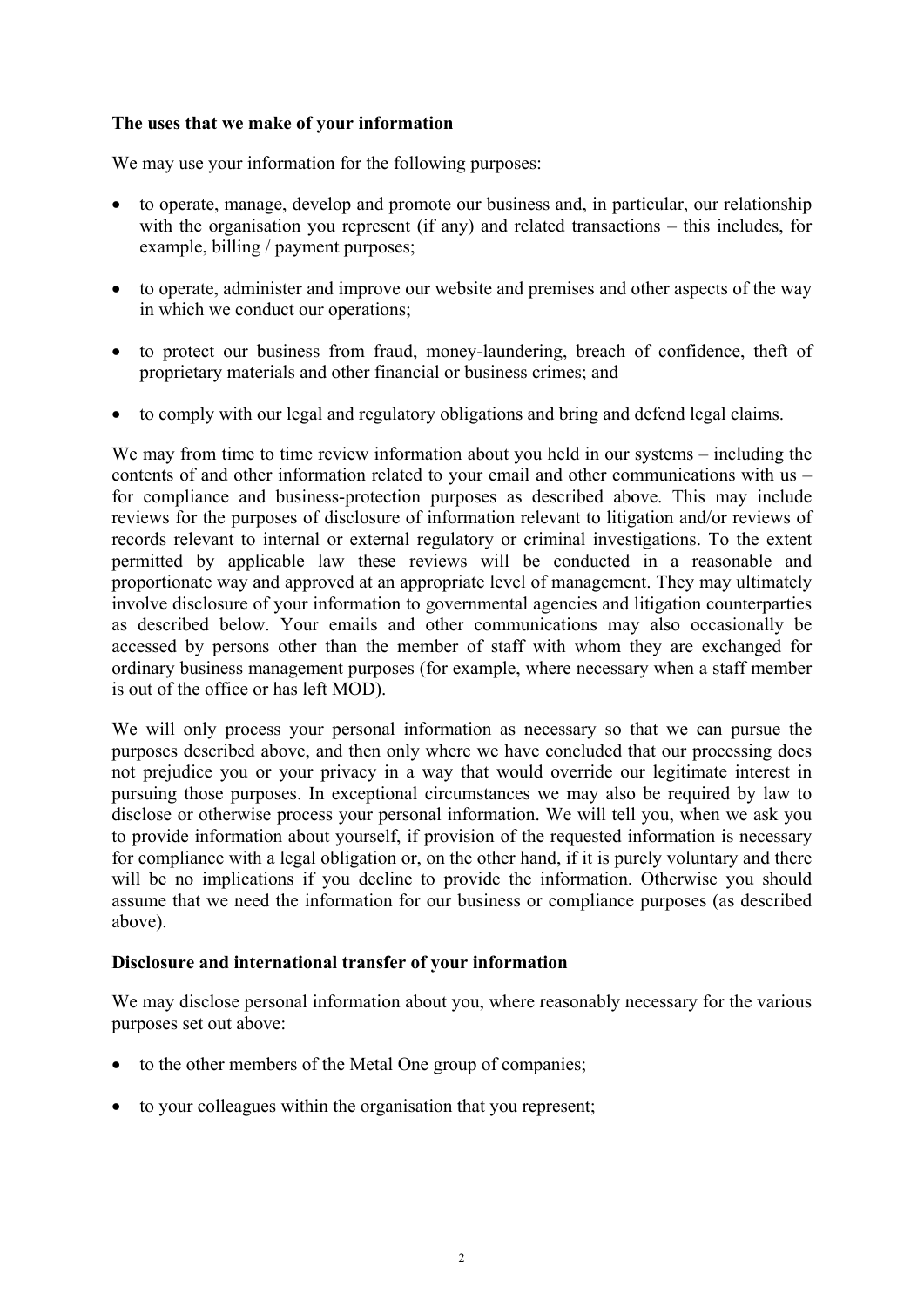**The uses that we make of your information**

We may use your information for the following purposes:

- to operate, manage, develop and promote our business and, in particular, our relationship with the organisation you represent (if any) and related transactions – this includes, for example, billing / payment purposes;
- to operate, administer and improve our website and premises and other aspects of the way in which we conduct our operations;
- to protect our business from fraud, money-laundering, breach of confidence, theft of proprietary materials and other financial or business crimes; and
- to comply with our legal and regulatory obligations and bring and defend legal claims.

We may from time to time review information about you held in our systems – including the contents of and other information related to your email and other communications with us – for compliance and business-protection purposes as described above. This may include reviews for the purposes of disclosure of information relevant to litigation and/or reviews of records relevant to internal or external regulatory or criminal investigations. To the extent permitted by applicable law these reviews will be conducted in a reasonable and proportionate way and approved at an appropriate level of management. They may ultimately involve disclosure of your information to governmental agencies and litigation counterparties as described below. Your emails and other communications may also occasionally be accessed by persons other than the member of staff with whom they are exchanged for ordinary business management purposes (for example, where necessary when a staff member is out of the office or has left MOD).

We will only process your personal information as necessary so that we can pursue the purposes described above, and then only where we have concluded that our processing does not prejudice you or your privacy in a way that would override our legitimate interest in pursuing those purposes. In exceptional circumstances we may also be required by law to disclose or otherwise process your personal information. We will tell you, when we ask you to provide information about yourself, if provision of the requested information is necessary for compliance with a legal obligation or, on the other hand, if it is purely voluntary and there will be no implications if you decline to provide the information. Otherwise you should assume that we need the information for our business or compliance purposes (as described above).

**Disclosure and international transfer of your information**

We may disclose personal information about you, where reasonably necessary for the various purposes set out above:

- to the other members of the Metal One group of companies;
- to your colleagues within the organisation that you represent;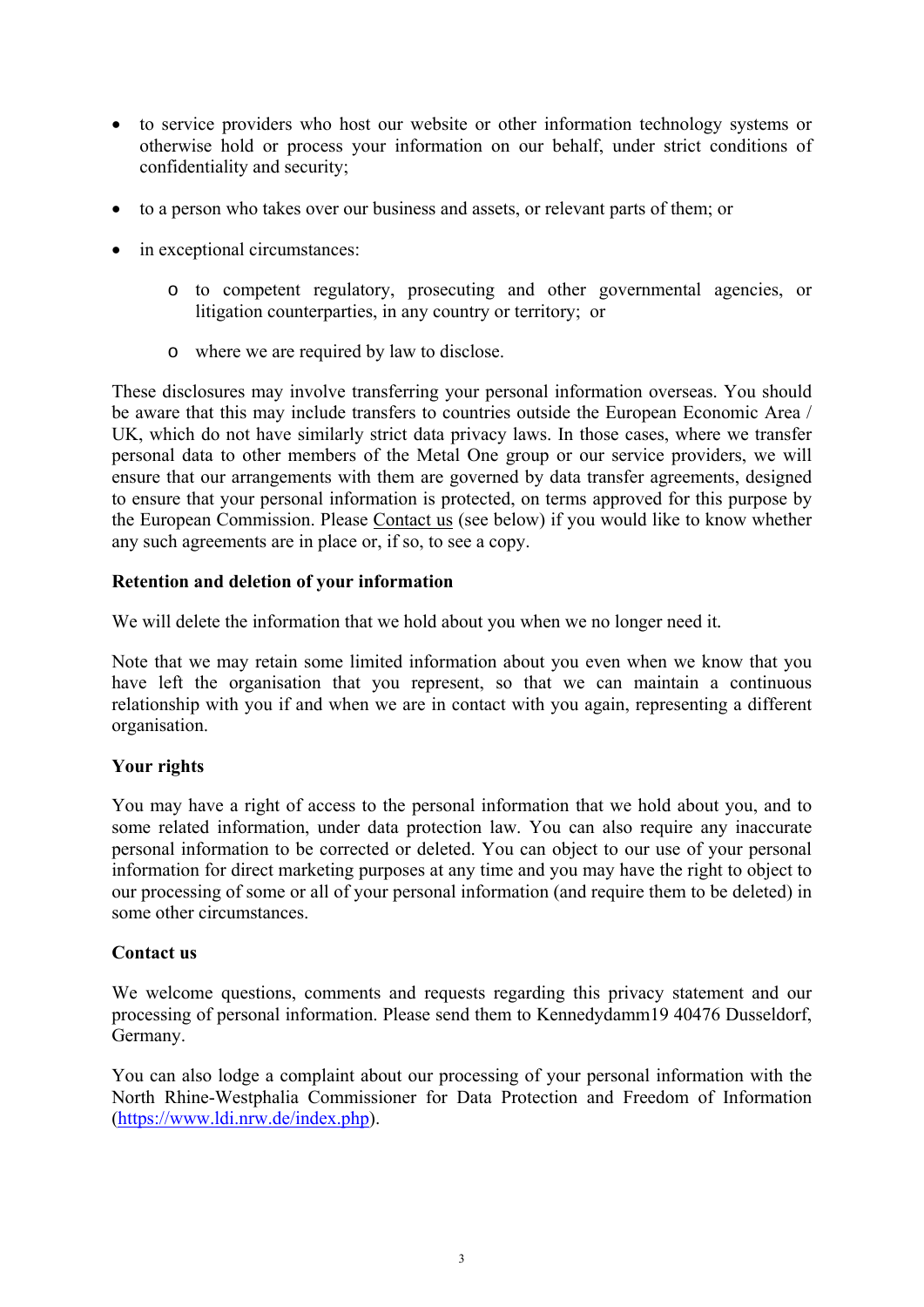- to service providers who host our website or other information technology systems or otherwise hold or process your information on our behalf, under strict conditions of confidentiality and security;
- to a person who takes over our business and assets, or relevant parts of them; or
- in exceptional circumstances:
  - to competent regulatory, prosecuting and other governmental agencies, or litigation counterparties, in any country or territory; or
  - where we are required by law to disclose.

These disclosures may involve transferring your personal information overseas. You should be aware that this may include transfers to countries outside the European Economic Area / UK, which do not have similarly strict data privacy laws. In those cases, where we transfer personal data to other members of the Metal One group or our service providers, we will ensure that our arrangements with them are governed by data transfer agreements, designed to ensure that your personal information is protected, on terms approved for this purpose by the European Commission. Please Contact us (see below) if you would like to know whether any such agreements are in place or, if so, to see a copy.

**Retention and deletion of your information**

We will delete the information that we hold about you when we no longer need it.

Note that we may retain some limited information about you even when we know that you have left the organisation that you represent, so that we can maintain a continuous relationship with you if and when we are in contact with you again, representing a different organisation.

**Your rights**

You may have a right of access to the personal information that we hold about you, and to some related information, under data protection law. You can also require any inaccurate personal information to be corrected or deleted. You can object to our use of your personal information for direct marketing purposes at any time and you may have the right to object to our processing of some or all of your personal information (and require them to be deleted) in some other circumstances.

**Contact us**

We welcome questions, comments and requests regarding this privacy statement and our processing of personal information. Please send them to Kennedydamm19 40476 Dusseldorf, Germany.

You can also lodge a complaint about our processing of your personal information with the North Rhine-Westphalia Commissioner for Data Protection and Freedom of Information (https://www.ldi.nrw.de/index.php).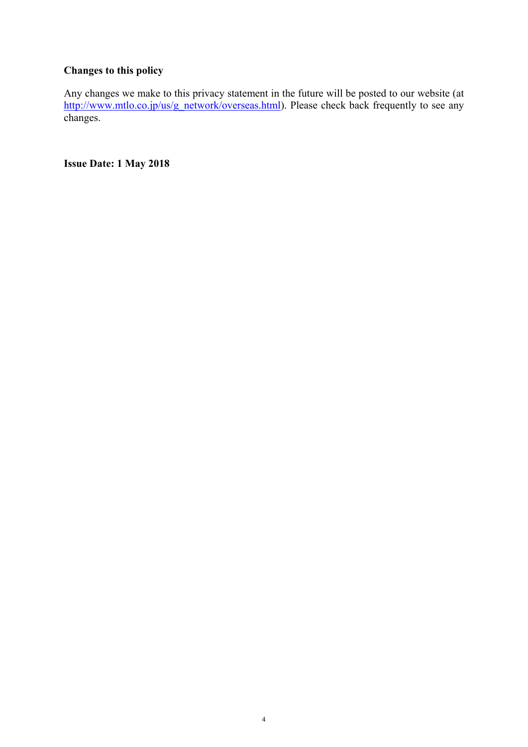## Changes to this policy

Any changes we make to this privacy statement in the future will be posted to our website (at http://www.mtlo.co.jp/us/g_network/overseas.html). Please check back frequently to see any changes.

**Issue Date: 1 May 2018**